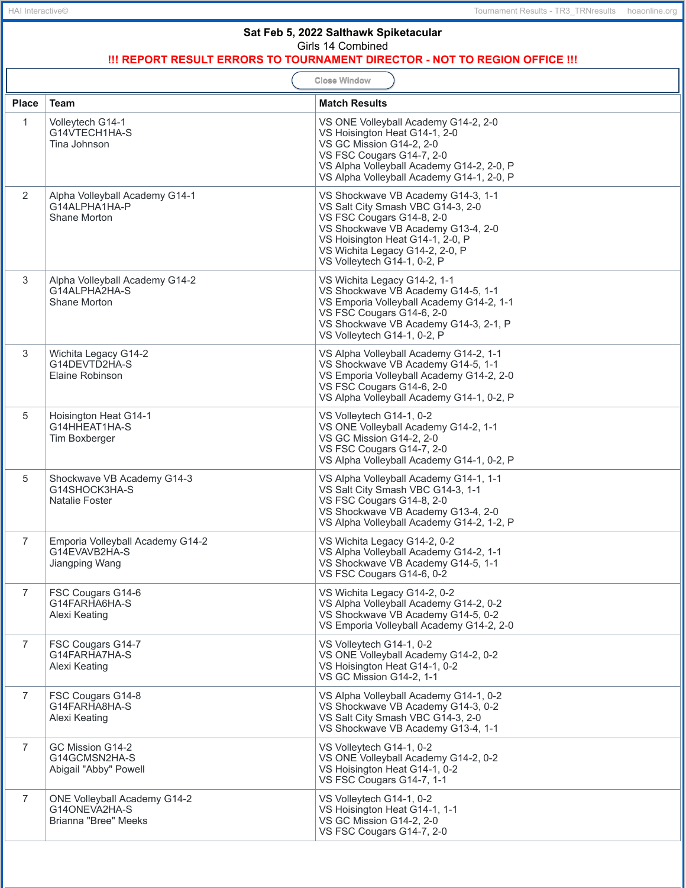**Sat Feb 5, 2022 Salthawk Spiketacular**

Girls 14 Combined

**!!! REPORT RESULT ERRORS TO TOURNAMENT DIRECTOR - NOT TO REGION OFFICE !!!**

Close Window

| Place | Team | Match Results |
|---|---|---|
| 1 | Volleytech G14-1<br>G14VTECH1HA-S<br>Tina Johnson | VS ONE Volleyball Academy G14-2, 2-0<br>VS Hoisington Heat G14-1, 2-0<br>VS GC Mission G14-2, 2-0<br>VS FSC Cougars G14-7, 2-0<br>VS Alpha Volleyball Academy G14-2, 2-0, P<br>VS Alpha Volleyball Academy G14-1, 2-0, P |
| 2 | Alpha Volleyball Academy G14-1<br>G14ALPHA1HA-P<br>Shane Morton | VS Shockwave VB Academy G14-3, 1-1<br>VS Salt City Smash VBC G14-3, 2-0<br>VS FSC Cougars G14-8, 2-0<br>VS Shockwave VB Academy G13-4, 2-0<br>VS Hoisington Heat G14-1, 2-0, P<br>VS Wichita Legacy G14-2, 2-0, P<br>VS Volleytech G14-1, 0-2, P |
| 3 | Alpha Volleyball Academy G14-2<br>G14ALPHA2HA-S<br>Shane Morton | VS Wichita Legacy G14-2, 1-1<br>VS Shockwave VB Academy G14-5, 1-1<br>VS Emporia Volleyball Academy G14-2, 1-1<br>VS FSC Cougars G14-6, 2-0<br>VS Shockwave VB Academy G14-3, 2-1, P<br>VS Volleytech G14-1, 0-2, P |
| 3 | Wichita Legacy G14-2<br>G14DEVTD2HA-S<br>Elaine Robinson | VS Alpha Volleyball Academy G14-2, 1-1<br>VS Shockwave VB Academy G14-5, 1-1<br>VS Emporia Volleyball Academy G14-2, 2-0<br>VS FSC Cougars G14-6, 2-0<br>VS Alpha Volleyball Academy G14-1, 0-2, P |
| 5 | Hoisington Heat G14-1<br>G14HHEAT1HA-S<br>Tim Boxberger | VS Volleytech G14-1, 0-2<br>VS ONE Volleyball Academy G14-2, 1-1<br>VS GC Mission G14-2, 2-0<br>VS FSC Cougars G14-7, 2-0<br>VS Alpha Volleyball Academy G14-1, 0-2, P |
| 5 | Shockwave VB Academy G14-3<br>G14SHOCK3HA-S<br>Natalie Foster | VS Alpha Volleyball Academy G14-1, 1-1<br>VS Salt City Smash VBC G14-3, 1-1<br>VS FSC Cougars G14-8, 2-0<br>VS Shockwave VB Academy G13-4, 2-0<br>VS Alpha Volleyball Academy G14-2, 1-2, P |
| 7 | Emporia Volleyball Academy G14-2<br>G14EVAVB2HA-S<br>Jiangping Wang | VS Wichita Legacy G14-2, 0-2<br>VS Alpha Volleyball Academy G14-2, 1-1<br>VS Shockwave VB Academy G14-5, 1-1<br>VS FSC Cougars G14-6, 0-2 |
| 7 | FSC Cougars G14-6<br>G14FARHA6HA-S<br>Alexi Keating | VS Wichita Legacy G14-2, 0-2<br>VS Alpha Volleyball Academy G14-2, 0-2<br>VS Shockwave VB Academy G14-5, 0-2<br>VS Emporia Volleyball Academy G14-2, 2-0 |
| 7 | FSC Cougars G14-7<br>G14FARHA7HA-S<br>Alexi Keating | VS Volleytech G14-1, 0-2<br>VS ONE Volleyball Academy G14-2, 0-2<br>VS Hoisington Heat G14-1, 0-2<br>VS GC Mission G14-2, 1-1 |
| 7 | FSC Cougars G14-8<br>G14FARHA8HA-S<br>Alexi Keating | VS Alpha Volleyball Academy G14-1, 0-2<br>VS Shockwave VB Academy G14-3, 0-2<br>VS Salt City Smash VBC G14-3, 2-0<br>VS Shockwave VB Academy G13-4, 1-1 |
| 7 | GC Mission G14-2<br>G14GCMSN2HA-S<br>Abigail "Abby" Powell | VS Volleytech G14-1, 0-2<br>VS ONE Volleyball Academy G14-2, 0-2<br>VS Hoisington Heat G14-1, 0-2<br>VS FSC Cougars G14-7, 1-1 |
| 7 | ONE Volleyball Academy G14-2<br>G14ONEVA2HA-S<br>Brianna "Bree" Meeks | VS Volleytech G14-1, 0-2<br>VS Hoisington Heat G14-1, 1-1<br>VS GC Mission G14-2, 2-0<br>VS FSC Cougars G14-7, 2-0 |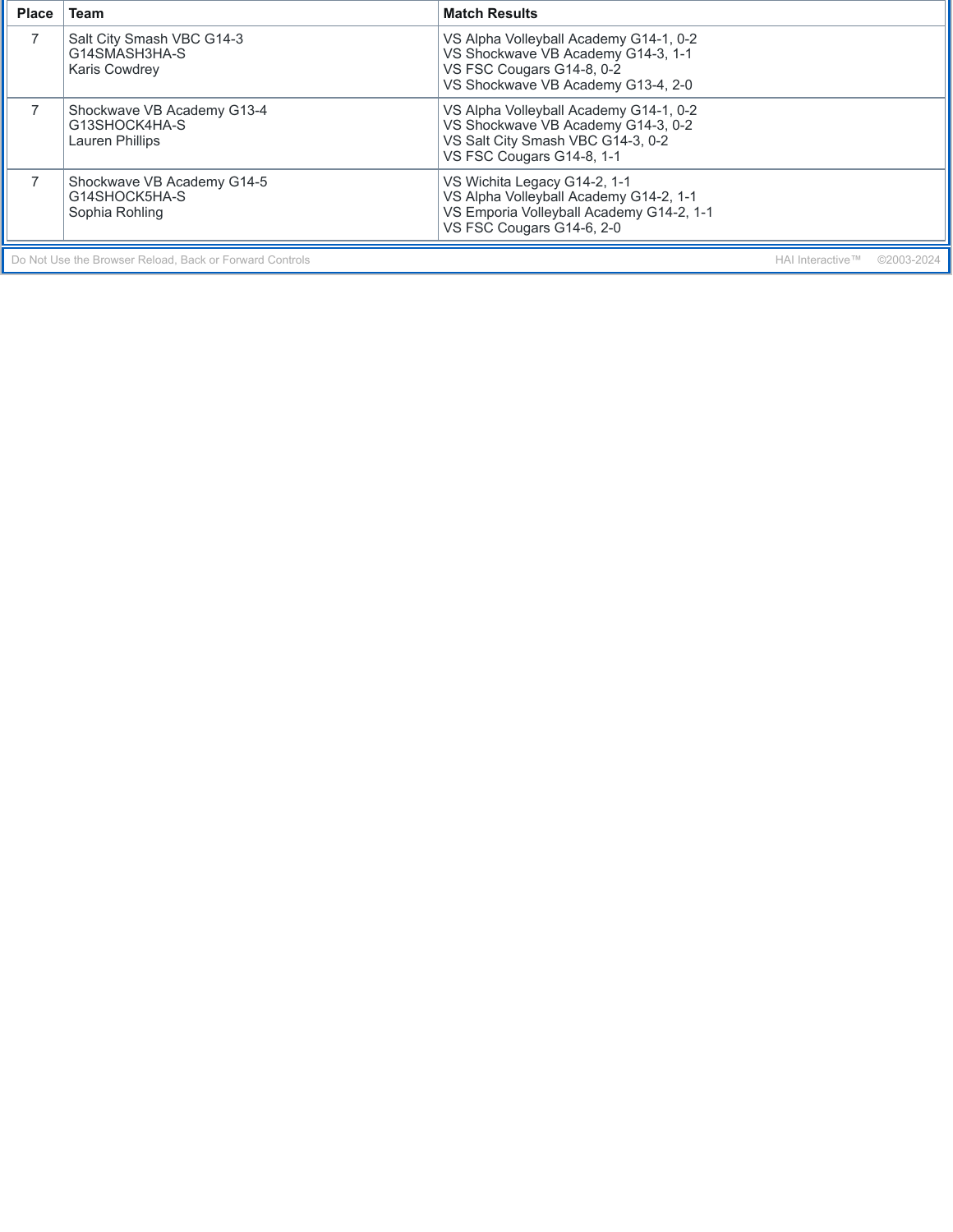| Place | Team | Match Results |
| --- | --- | --- |
| 7 | Salt City Smash VBC G14-3<br>G14SMASH3HA-S<br>Karis Cowdrey | VS Alpha Volleyball Academy G14-1, 0-2<br>VS Shockwave VB Academy G14-3, 1-1<br>VS FSC Cougars G14-8, 0-2<br>VS Shockwave VB Academy G13-4, 2-0 |
| 7 | Shockwave VB Academy G13-4<br>G13SHOCK4HA-S<br>Lauren Phillips | VS Alpha Volleyball Academy G14-1, 0-2<br>VS Shockwave VB Academy G14-3, 0-2<br>VS Salt City Smash VBC G14-3, 0-2<br>VS FSC Cougars G14-8, 1-1 |
| 7 | Shockwave VB Academy G14-5<br>G14SHOCK5HA-S<br>Sophia Rohling | VS Wichita Legacy G14-2, 1-1<br>VS Alpha Volleyball Academy G14-2, 1-1<br>VS Emporia Volleyball Academy G14-2, 1-1<br>VS FSC Cougars G14-6, 2-0 |

Do Not Use the Browser Reload, Back or Forward Controls

HAI Interactive™ ©2003-2024